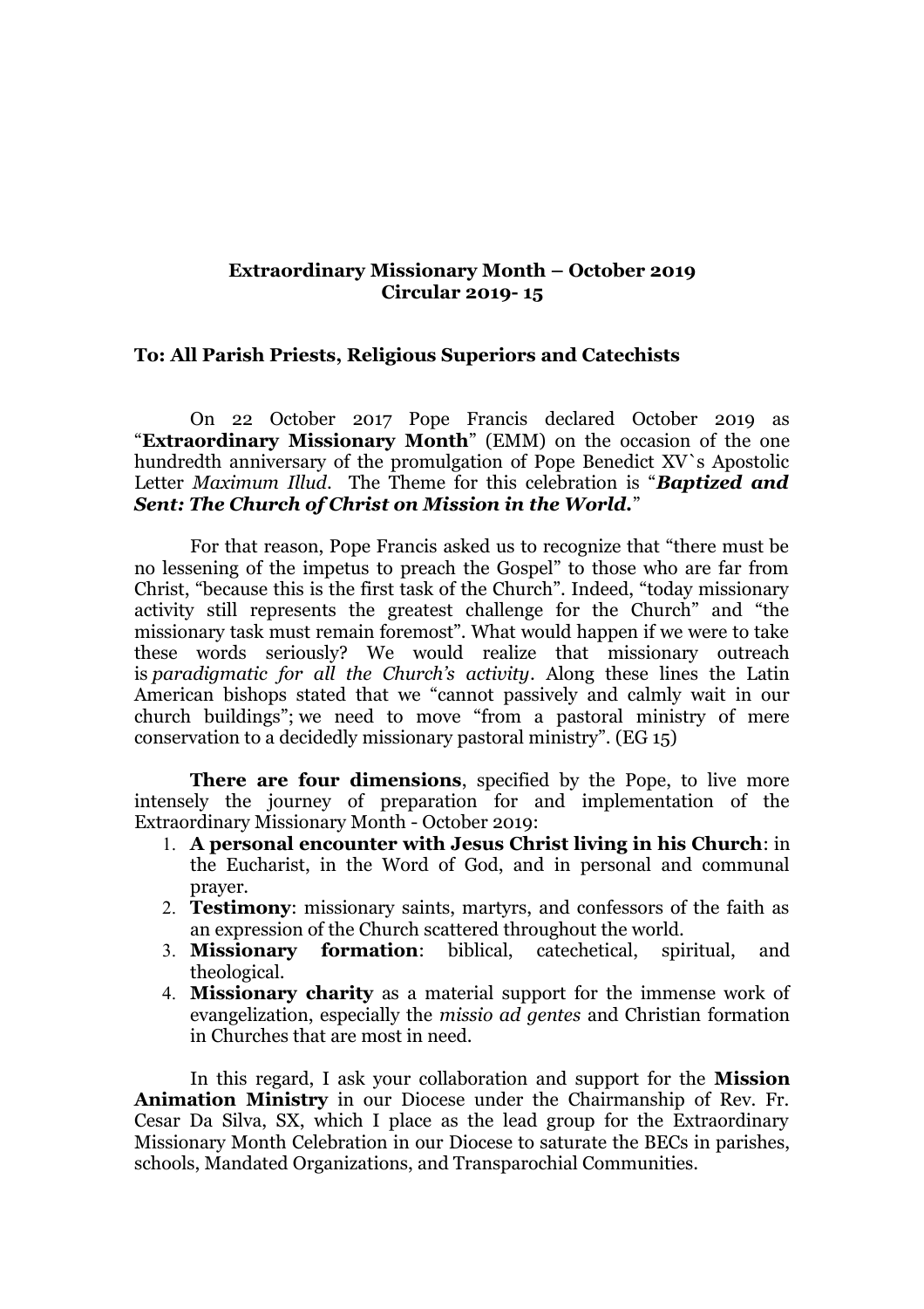**Extraordinary Missionary Month – October 2019**
**Circular 2019- 15**

**To: All Parish Priests, Religious Superiors and Catechists**

On 22 October 2017 Pope Francis declared October 2019 as "**Extraordinary Missionary Month**" (EMM) on the occasion of the one hundredth anniversary of the promulgation of Pope Benedict XV`s Apostolic Letter *Maximum Illud*. The Theme for this celebration is "***Baptized and Sent: The Church of Christ on Mission in the World.***"

For that reason, Pope Francis asked us to recognize that "there must be no lessening of the impetus to preach the Gospel" to those who are far from Christ, "because this is the first task of the Church". Indeed, "today missionary activity still represents the greatest challenge for the Church" and "the missionary task must remain foremost". What would happen if we were to take these words seriously? We would realize that missionary outreach is *paradigmatic for all the Church's activity*. Along these lines the Latin American bishops stated that we "cannot passively and calmly wait in our church buildings"; we need to move "from a pastoral ministry of mere conservation to a decidedly missionary pastoral ministry". (EG 15)

**There are four dimensions**, specified by the Pope, to live more intensely the journey of preparation for and implementation of the Extraordinary Missionary Month - October 2019:

1. **A personal encounter with Jesus Christ living in his Church**: in the Eucharist, in the Word of God, and in personal and communal prayer.
2. **Testimony**: missionary saints, martyrs, and confessors of the faith as an expression of the Church scattered throughout the world.
3. **Missionary formation**: biblical, catechetical, spiritual, and theological.
4. **Missionary charity** as a material support for the immense work of evangelization, especially the *missio ad gentes* and Christian formation in Churches that are most in need.

In this regard, I ask your collaboration and support for the **Mission Animation Ministry** in our Diocese under the Chairmanship of Rev. Fr. Cesar Da Silva, SX, which I place as the lead group for the Extraordinary Missionary Month Celebration in our Diocese to saturate the BECs in parishes, schools, Mandated Organizations, and Transparochial Communities.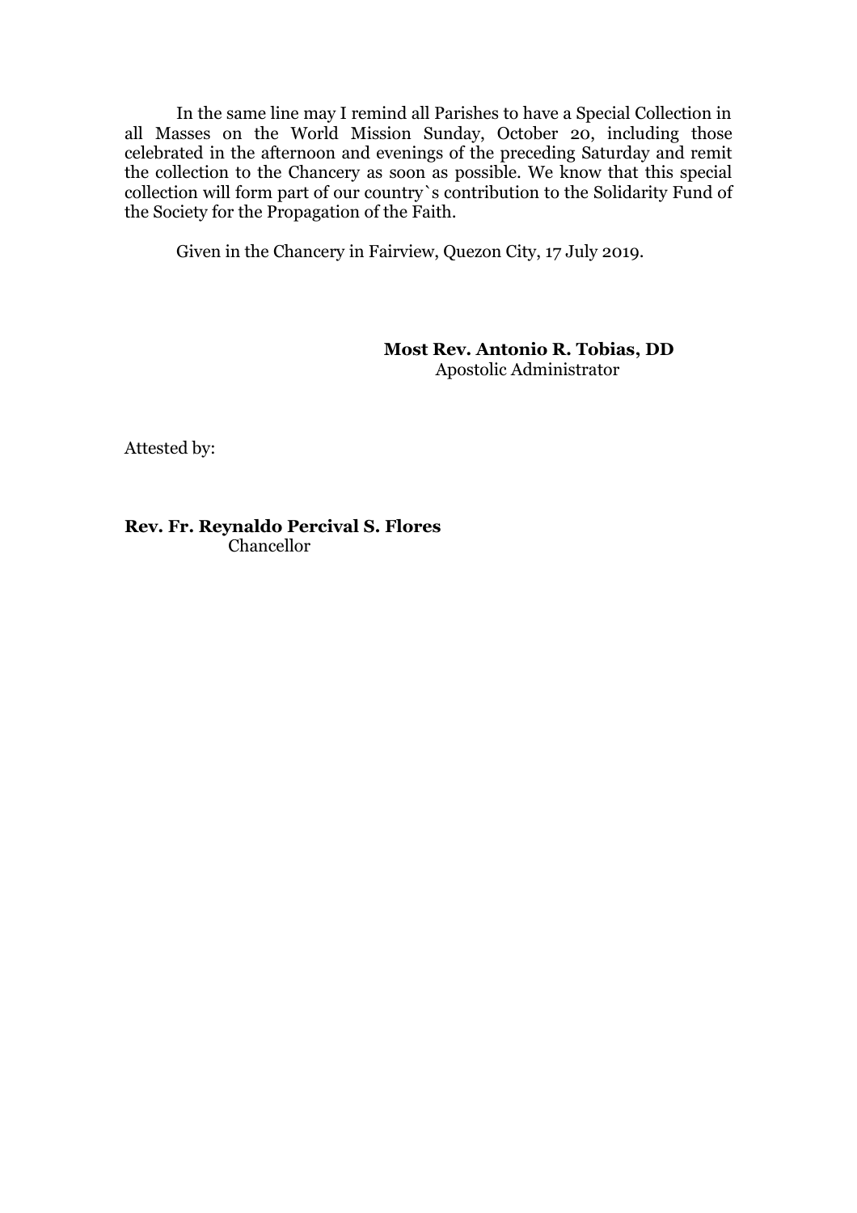In the same line may I remind all Parishes to have a Special Collection in all Masses on the World Mission Sunday, October 20, including those celebrated in the afternoon and evenings of the preceding Saturday and remit the collection to the Chancery as soon as possible. We know that this special collection will form part of our country`s contribution to the Solidarity Fund of the Society for the Propagation of the Faith.

Given in the Chancery in Fairview, Quezon City, 17 July 2019.

**Most Rev. Antonio R. Tobias, DD**
Apostolic Administrator

Attested by:

**Rev. Fr. Reynaldo Percival S. Flores**
Chancellor